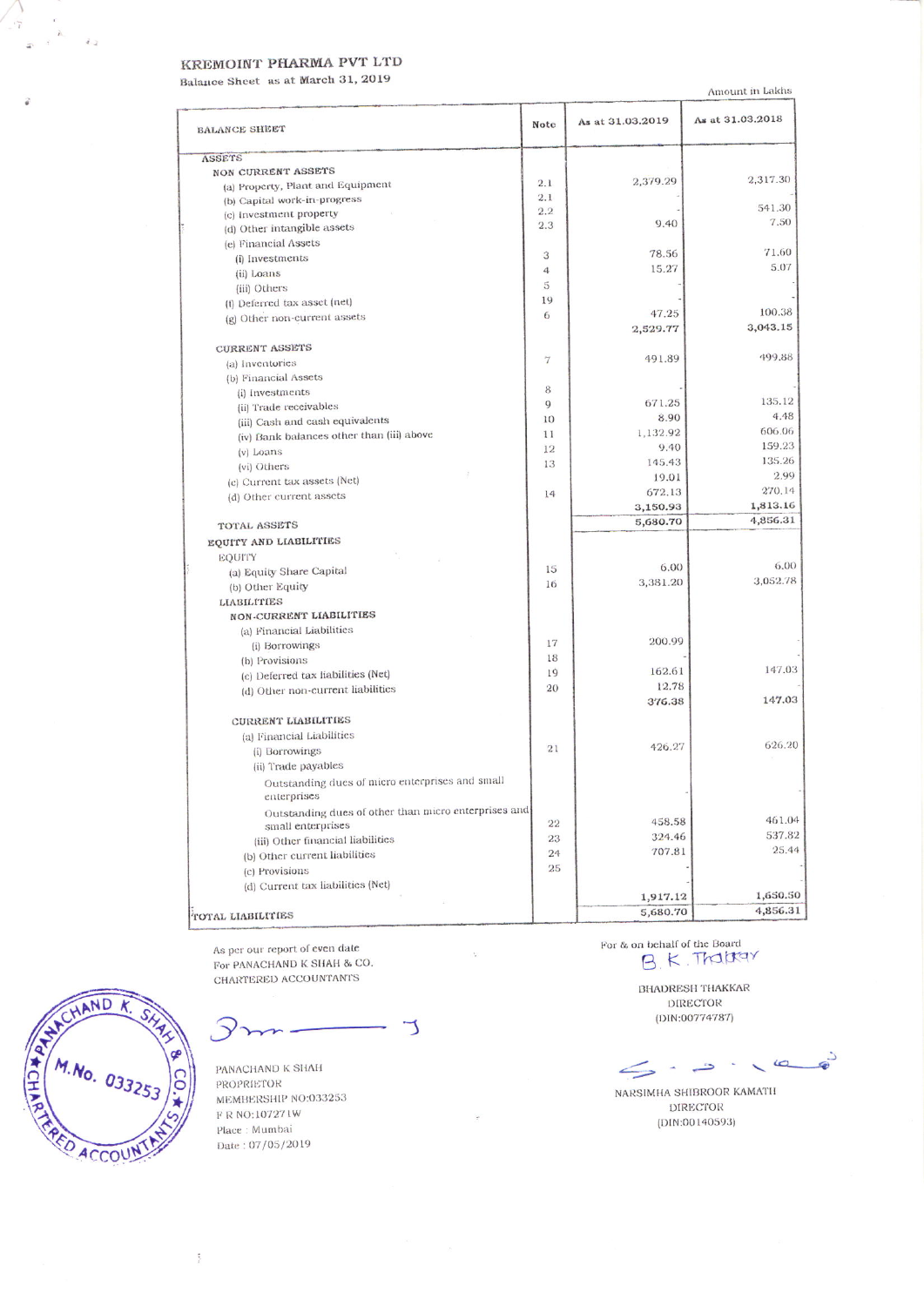**KREMOINT PHARMA PVT LTD**

Balance Sheet as at March 31, 2019

Amount in Lakhs

| BALANCE SHEET | Note | As at 31.03.2019 | As at 31.03.2018 |
|---|---|---|---|
| **ASSETS** | | | |
| **NON CURRENT ASSETS** | | | |
| (a) Property, Plant and Equipment | 2.1 | 2,379.29 | 2,317.30 |
| (b) Capital work-in-progress | 2.1 | | - |
| (c) Investment property | 2.2 | - | 541.30 |
| (d) Other intangible assets | 2.3 | 9.40 | 7.50 |
| (e) Financial Assets | | | |
| (i) Investments | 3 | 78.56 | 71.60 |
| (ii) Loans | 4 | 15.27 | 5.07 |
| (iii) Others | 5 | - | - |
| (f) Deferred tax asset (net) | 19 | - | - |
| (g) Other non-current assets | 6 | 47.25 | 100.38 |
| | | 2,529.77 | 3,043.15 |
| **CURRENT ASSETS** | | | |
| (a) Inventories | 7 | 491.89 | 499.88 |
| (b) Financial Assets | | | |
| (i) Investments | 8 | - | - |
| (ii) Trade receivables | 9 | 671.25 | 135.12 |
| (iii) Cash and cash equivalents | 10 | 8.90 | 4.48 |
| (iv) Bank balances other than (iii) above | 11 | 1,132.92 | 606.06 |
| (v) Loans | 12 | 9.40 | 159.23 |
| (vi) Others | 13 | 145.43 | 135.26 |
| (c) Current tax assets (Net) | | 19.01 | 2.99 |
| (d) Other current assets | 14 | 672.13 | 270.14 |
| | | 3,150.93 | 1,813.16 |
| **TOTAL ASSETS** | | 5,680.70 | 4,856.31 |
| **EQUITY AND LIABILITIES** | | | |
| EQUITY | | | |
| (a) Equity Share Capital | 15 | 6.00 | 6.00 |
| (b) Other Equity | 16 | 3,381.20 | 3,052.78 |
| **LIABILITIES** | | | |
| **NON-CURRENT LIABILITIES** | | | |
| (a) Financial Liabilities | | | |
| (i) Borrowings | 17 | 200.99 | - |
| (b) Provisions | 18 | - | - |
| (c) Deferred tax liabilities (Net) | 19 | 162.61 | 147.03 |
| (d) Other non-current liabilities | 20 | 12.78 | - |
| | | 376.38 | 147.03 |
| **CURRENT LIABILITIES** | | | |
| (a) Financial Liabilities | | | |
| (i) Borrowings | 21 | 426.27 | 626.20 |
| (ii) Trade payables | | | |
| Outstanding dues of micro enterprises and small enterprises | | - | - |
| Outstanding dues of other than micro enterprises and small enterprises | 22 | 458.58 | 461.04 |
| (iii) Other financial liabilities | 23 | 324.46 | 537.82 |
| (b) Other current liabilities | 24 | 707.81 | 25.44 |
| (c) Provisions | 25 | - | - |
| (d) Current tax liabilities (Net) | | | |
| | | 1,917.12 | 1,650.50 |
| **TOTAL LIABILITIES** | | 5,680.70 | 4,856.31 |

As per our report of even date
For PANACHAND K SHAH & CO.
CHARTERED ACCOUNTANTS

PANACHAND K SHAH
PROPRIETOR
MEMBERSHIP NO:033253
F R NO:107271W
Place : Mumbai
Date : 07/05/2019

For & on behalf of the Board

BHADRESH THAKKAR
DIRECTOR
(DIN:00774787)

NARSIMHA SHIBROOR KAMATH
DIRECTOR
(DIN:00140593)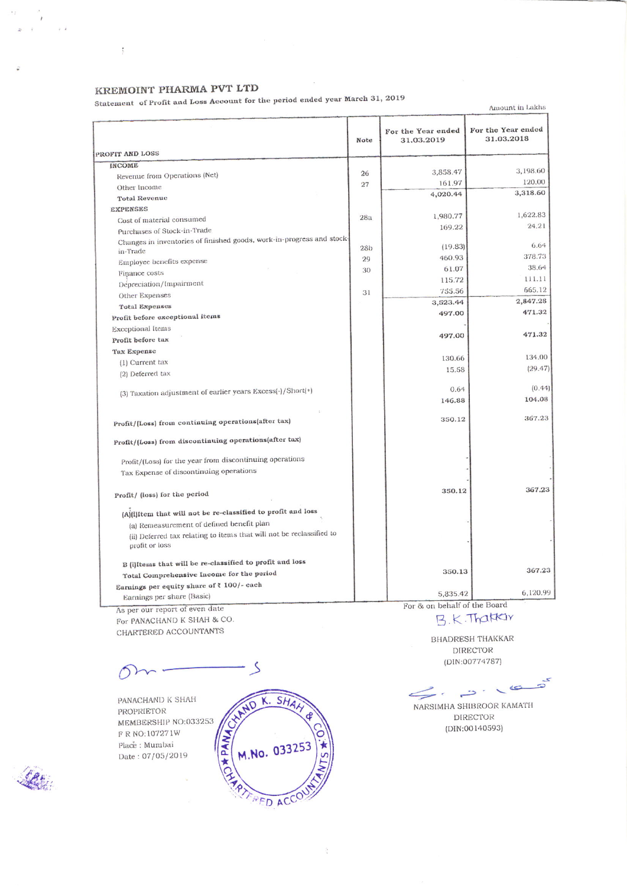# KREMOINT PHARMA PVT LTD

Statement of Profit and Loss Account for the period ended year March 31, 2019

Amount in Lakhs

| PROFIT AND LOSS | Note | For the Year ended 31.03.2019 | For the Year ended 31.03.2018 |
|---|---|---|---|
| **INCOME** | | | |
| Revenue from Operations (Net) | 26 | 3,858.47 | 3,198.60 |
| Other Income | 27 | 161.97 | 120.00 |
| **Total Revenue** | | 4,020.44 | 3,318.60 |
| **EXPENSES** | | | |
| Cost of material consumed | 28a | 1,980.77 | 1,622.83 |
| Purchases of Stock-in-Trade | | 169.22 | 24.21 |
| Changes in inventories of finished goods, work-in-progress and stock-in-Trade | 28b | (19.83) | 6.64 |
| Employee benefits expense | 29 | 460.93 | 378.73 |
| Finance costs | 30 | 61.07 | 38.64 |
| Depreciation/Impairment | | 115.72 | 111.11 |
| Other Expenses | 31 | 755.56 | 665.12 |
| **Total Expenses** | | 3,523.44 | 2,847.28 |
| **Profit before exceptional items** | | **497.00** | **471.32** |
| Exceptional Items | | - | |
| **Profit before tax** | | 497.00 | 471.32 |
| **Tax Expense** | | | |
| (1) Current tax | | 130.66 | 134.00 |
| (2) Deferred tax | | 15.58 | (29.47) |
| (3) Taxation adjustment of earlier years Excess(-)/Short(+) | | 0.64 | (0.44) |
| | | 146.88 | 104.08 |
| **Profit/(Loss) from continuing operations(after tax)** | | 350.12 | 367.23 |
| **Profit/(Loss) from discontinuing operations(after tax)** | | | |
| Profit/(Loss) for the year from discontinuing operations | | - | - |
| Tax Expense of discontinuing operations | | - | - |
| **Profit/ (loss) for the period** | | **350.12** | **367.23** |
| **(A)(i)Item that will not be re-classified to profit and loss** | | | |
| (a) Remeasurement of defined benefit plan | | - | - |
| (ii) Deferred tax relating to items that will not be reclassified to profit or loss | | - | - |
| **B (i)Items that will be re-classified to profit and loss** | | | |
| **Total Comprehensive Income for the period** | | 350.13 | 367.23 |
| **Earnings per equity share of ₹ 100/- each** | | | |
| Earnings per share (Basic) | | 5,835.42 | 6,120.99 |

As per our report of even date
For PANACHAND K SHAH & CO.
CHARTERED ACCOUNTANTS

PANACHAND K SHAH
PROPRIETOR
MEMBERSHIP NO:033253
F R NO:107271W
Place : Mumbai
Date : 07/05/2019

For & on behalf of the Board

BHADRESH THAKKAR
DIRECTOR
(DIN:00774787)

NARSIMHA SHIBROOR KAMATH
DIRECTOR
(DIN:00140593)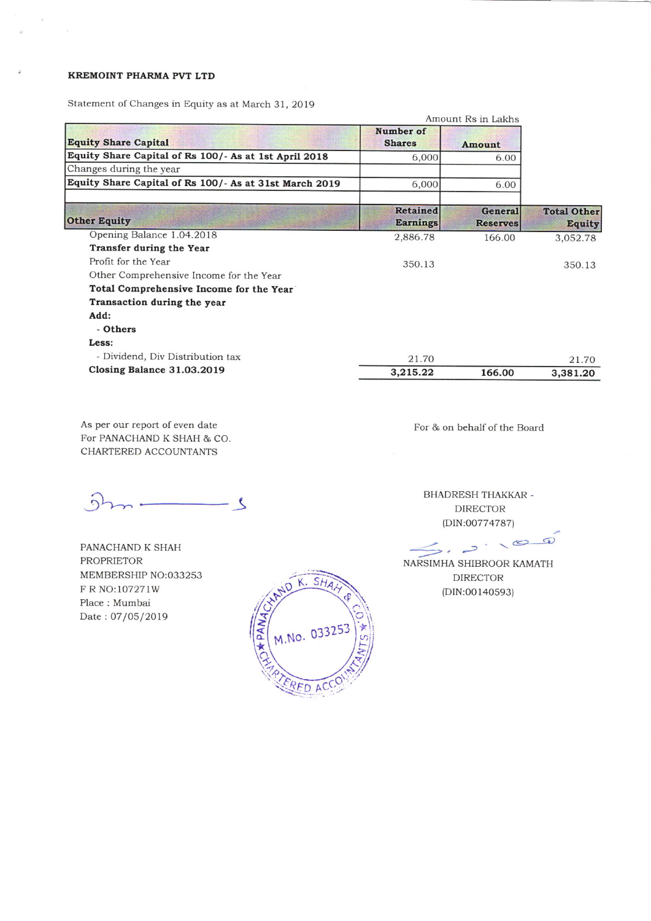**KREMOINT PHARMA PVT LTD**

Statement of Changes in Equity as at March 31, 2019

Amount Rs in Lakhs

| Equity Share Capital | Number of Shares | Amount |
|---|---|---|
| **Equity Share Capital of Rs 100/- As at 1st April 2018** | 6,000 | 6.00 |
| Changes during the year | | |
| **Equity Share Capital of Rs 100/- As at 31st March 2019** | 6,000 | 6.00 |

| Other Equity | Retained Earnings | General Reserves | Total Other Equity |
|---|---|---|---|
| Opening Balance 1.04.2018 | 2,886.78 | 166.00 | 3,052.78 |
| **Transfer during the Year** | | | |
| Profit for the Year | 350.13 | | 350.13 |
| Other Comprehensive Income for the Year | | | |
| **Total Comprehensive Income for the Year** | | | |
| **Transaction during the year** | | | |
| **Add:** | | | |
| - **Others** | | | |
| **Less:** | | | |
| - Dividend, Div Distribution tax | 21.70 | | 21.70 |
| **Closing Balance 31.03.2019** | **3,215.22** | **166.00** | **3,381.20** |

As per our report of even date
For PANACHAND K SHAH & CO.
CHARTERED ACCOUNTANTS

PANACHAND K SHAH
PROPRIETOR
MEMBERSHIP NO:033253
F R NO:107271W
Place : Mumbai
Date : 07/05/2019

For & on behalf of the Board

BHADRESH THAKKAR -
DIRECTOR
(DIN:00774787)

NARSIMHA SHIBROOR KAMATH
DIRECTOR
(DIN:00140593)